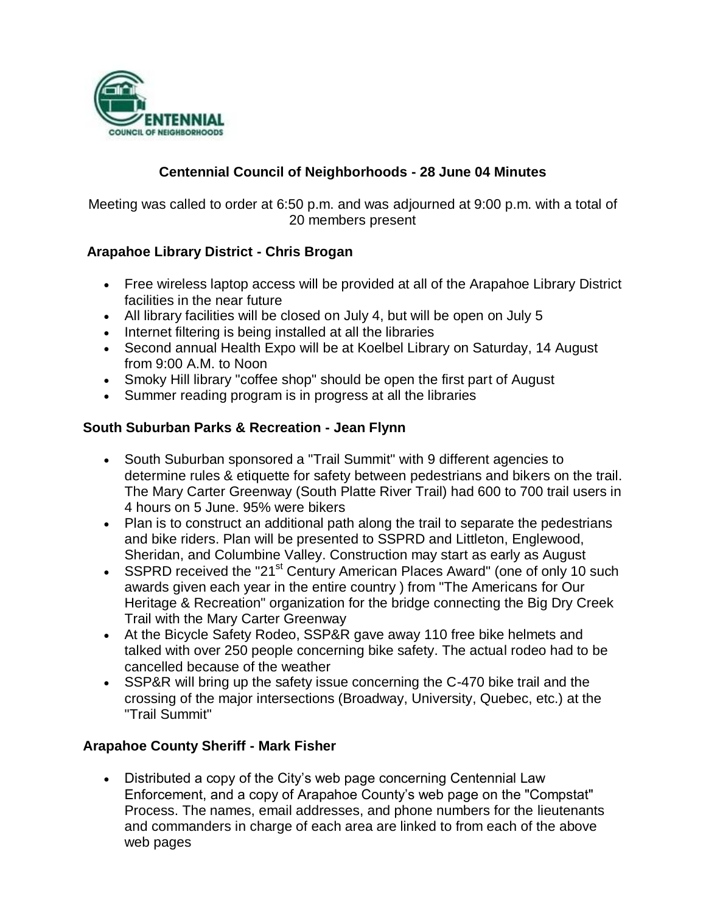# Centennial Council of Neighborhoods - 28 June 04 Minutes

Meeting was called to order at 6:50 p.m. and was adjourned at 9:00 p.m. with a total of 20 members present

## Arapahoe Library District - Chris Brogan

- Free wireless laptop access will be provided at all of the Arapahoe Library District facilities in the near future
- All library facilities will be closed on July 4, but will be open on July 5
- Internet filtering is being installed at all the libraries
- Second annual Health Expo will be at Koelbel Library on Saturday, 14 August from 9:00 A.M. to Noon
- Smoky Hill library "coffee shop" should be open the first part of August
- Summer reading program is in progress at all the libraries

## South Suburban Parks & Recreation - Jean Flynn

- South Suburban sponsored a "Trail Summit" with 9 different agencies to determine rules & etiquette for safety between pedestrians and bikers on the trail. The Mary Carter Greenway (South Platte River Trail) had 600 to 700 trail users in 4 hours on 5 June. 95% were bikers
- Plan is to construct an additional path along the trail to separate the pedestrians and bike riders. Plan will be presented to SSPRD and Littleton, Englewood, Sheridan, and Columbine Valley. Construction may start as early as August
- SSPRD received the "21st Century American Places Award" (one of only 10 such awards given each year in the entire country ) from "The Americans for Our Heritage & Recreation" organization for the bridge connecting the Big Dry Creek Trail with the Mary Carter Greenway
- At the Bicycle Safety Rodeo, SSP&R gave away 110 free bike helmets and talked with over 250 people concerning bike safety. The actual rodeo had to be cancelled because of the weather
- SSP&R will bring up the safety issue concerning the C-470 bike trail and the crossing of the major intersections (Broadway, University, Quebec, etc.) at the "Trail Summit"

## Arapahoe County Sheriff - Mark Fisher

- Distributed a copy of the City's web page concerning Centennial Law Enforcement, and a copy of Arapahoe County's web page on the "Compstat" Process. The names, email addresses, and phone numbers for the lieutenants and commanders in charge of each area are linked to from each of the above web pages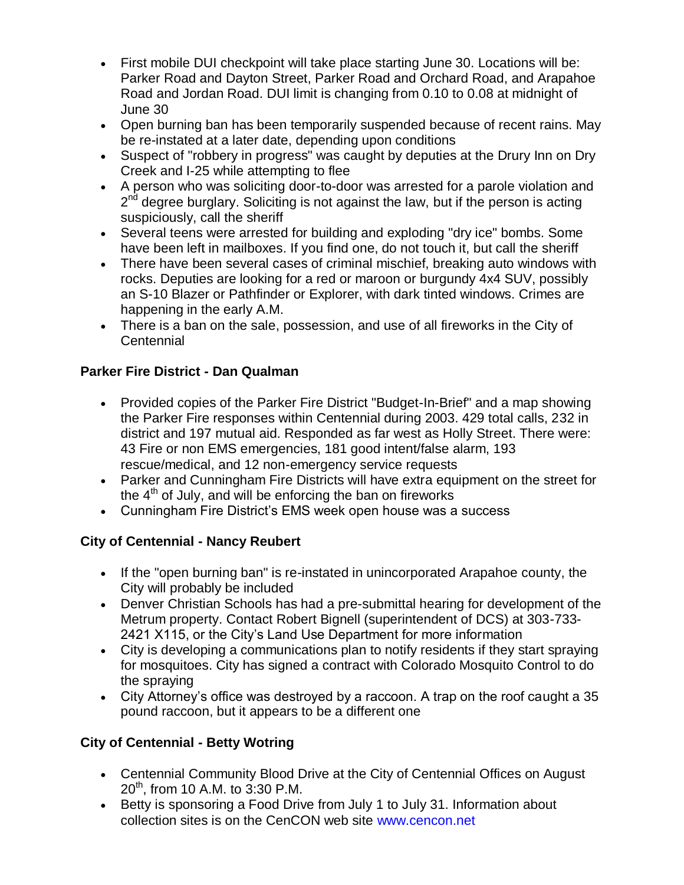- First mobile DUI checkpoint will take place starting June 30. Locations will be: Parker Road and Dayton Street, Parker Road and Orchard Road, and Arapahoe Road and Jordan Road. DUI limit is changing from 0.10 to 0.08 at midnight of June 30
- Open burning ban has been temporarily suspended because of recent rains. May be re-instated at a later date, depending upon conditions
- Suspect of "robbery in progress" was caught by deputies at the Drury Inn on Dry Creek and I-25 while attempting to flee
- A person who was soliciting door-to-door was arrested for a parole violation and 2nd degree burglary. Soliciting is not against the law, but if the person is acting suspiciously, call the sheriff
- Several teens were arrested for building and exploding "dry ice" bombs. Some have been left in mailboxes. If you find one, do not touch it, but call the sheriff
- There have been several cases of criminal mischief, breaking auto windows with rocks. Deputies are looking for a red or maroon or burgundy 4x4 SUV, possibly an S-10 Blazer or Pathfinder or Explorer, with dark tinted windows. Crimes are happening in the early A.M.
- There is a ban on the sale, possession, and use of all fireworks in the City of Centennial

**Parker Fire District - Dan Qualman**

- Provided copies of the Parker Fire District "Budget-In-Brief" and a map showing the Parker Fire responses within Centennial during 2003. 429 total calls, 232 in district and 197 mutual aid. Responded as far west as Holly Street. There were: 43 Fire or non EMS emergencies, 181 good intent/false alarm, 193 rescue/medical, and 12 non-emergency service requests
- Parker and Cunningham Fire Districts will have extra equipment on the street for the 4th of July, and will be enforcing the ban on fireworks
- Cunningham Fire District's EMS week open house was a success

**City of Centennial - Nancy Reubert**

- If the "open burning ban" is re-instated in unincorporated Arapahoe county, the City will probably be included
- Denver Christian Schools has had a pre-submittal hearing for development of the Metrum property. Contact Robert Bignell (superintendent of DCS) at 303-733-2421 X115, or the City's Land Use Department for more information
- City is developing a communications plan to notify residents if they start spraying for mosquitoes. City has signed a contract with Colorado Mosquito Control to do the spraying
- City Attorney's office was destroyed by a raccoon. A trap on the roof caught a 35 pound raccoon, but it appears to be a different one

**City of Centennial - Betty Wotring**

- Centennial Community Blood Drive at the City of Centennial Offices on August 20th, from 10 A.M. to 3:30 P.M.
- Betty is sponsoring a Food Drive from July 1 to July 31. Information about collection sites is on the CenCON web site www.cencon.net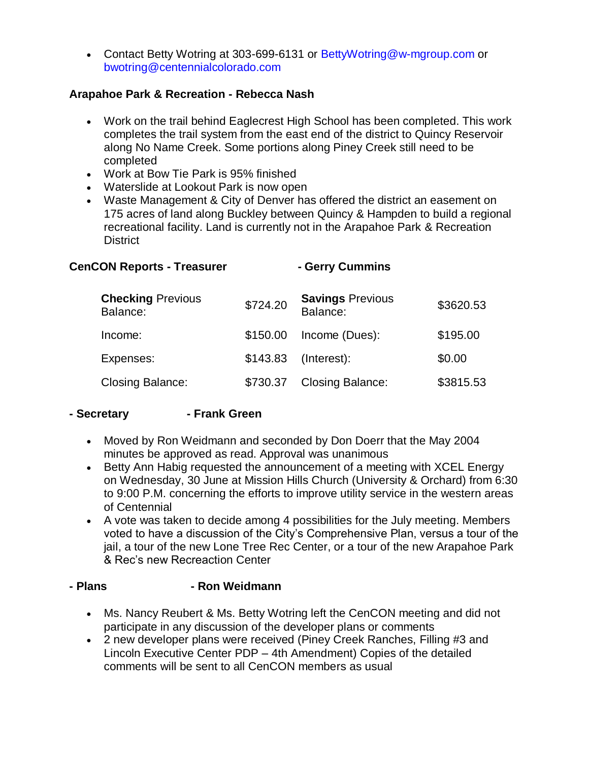- Contact Betty Wotring at 303-699-6131 or BettyWotring@w-mgroup.com or bwotring@centennialcolorado.com

**Arapahoe Park & Recreation - Rebecca Nash**

- Work on the trail behind Eaglecrest High School has been completed. This work completes the trail system from the east end of the district to Quincy Reservoir along No Name Creek. Some portions along Piney Creek still need to be completed
- Work at Bow Tie Park is 95% finished
- Waterslide at Lookout Park is now open
- Waste Management & City of Denver has offered the district an easement on 175 acres of land along Buckley between Quincy & Hampden to build a regional recreational facility. Land is currently not in the Arapahoe Park & Recreation District

**CenCON Reports - Treasurer - Gerry Cummins**

| **Checking** Previous Balance: | $724.20 | **Savings** Previous Balance: | $3620.53 |
|---|---|---|---|
| Income: | $150.00 | Income (Dues): | $195.00 |
| Expenses: | $143.83 | (Interest): | $0.00 |
| Closing Balance: | $730.37 | Closing Balance: | $3815.53 |

**- Secretary - Frank Green**

- Moved by Ron Weidmann and seconded by Don Doerr that the May 2004 minutes be approved as read. Approval was unanimous
- Betty Ann Habig requested the announcement of a meeting with XCEL Energy on Wednesday, 30 June at Mission Hills Church (University & Orchard) from 6:30 to 9:00 P.M. concerning the efforts to improve utility service in the western areas of Centennial
- A vote was taken to decide among 4 possibilities for the July meeting. Members voted to have a discussion of the City's Comprehensive Plan, versus a tour of the jail, a tour of the new Lone Tree Rec Center, or a tour of the new Arapahoe Park & Rec's new Recreaction Center

**- Plans - Ron Weidmann**

- Ms. Nancy Reubert & Ms. Betty Wotring left the CenCON meeting and did not participate in any discussion of the developer plans or comments
- 2 new developer plans were received (Piney Creek Ranches, Filling #3 and Lincoln Executive Center PDP – 4th Amendment) Copies of the detailed comments will be sent to all CenCON members as usual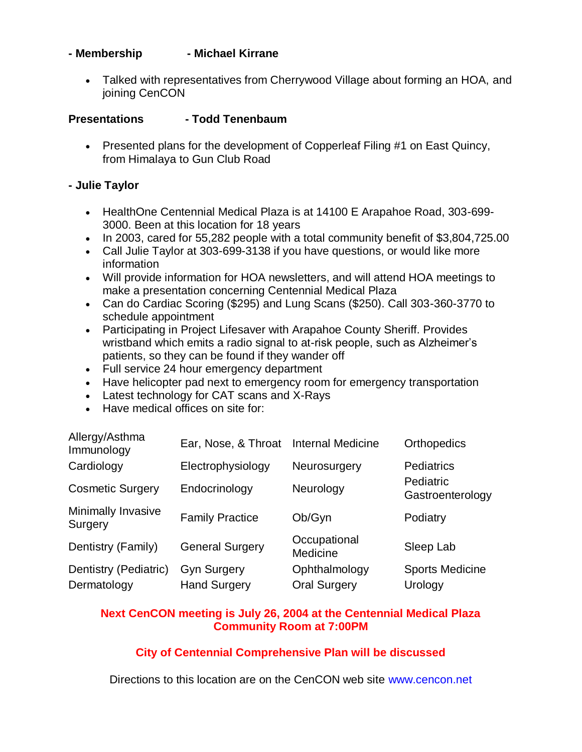**- Membership - Michael Kirrane**

- Talked with representatives from Cherrywood Village about forming an HOA, and joining CenCON

**Presentations - Todd Tenenbaum**

- Presented plans for the development of Copperleaf Filing #1 on East Quincy, from Himalaya to Gun Club Road

**- Julie Taylor**

- HealthOne Centennial Medical Plaza is at 14100 E Arapahoe Road, 303-699-3000. Been at this location for 18 years
- In 2003, cared for 55,282 people with a total community benefit of $3,804,725.00
- Call Julie Taylor at 303-699-3138 if you have questions, or would like more information
- Will provide information for HOA newsletters, and will attend HOA meetings to make a presentation concerning Centennial Medical Plaza
- Can do Cardiac Scoring ($295) and Lung Scans ($250). Call 303-360-3770 to schedule appointment
- Participating in Project Lifesaver with Arapahoe County Sheriff. Provides wristband which emits a radio signal to at-risk people, such as Alzheimer's patients, so they can be found if they wander off
- Full service 24 hour emergency department
- Have helicopter pad next to emergency room for emergency transportation
- Latest technology for CAT scans and X-Rays
- Have medical offices on site for:

| | | | |
|---|---|---|---|
| Allergy/Asthma Immunology | Ear, Nose, & Throat | Internal Medicine | Orthopedics |
| Cardiology | Electrophysiology | Neurosurgery | Pediatrics |
| Cosmetic Surgery | Endocrinology | Neurology | Pediatric Gastroenterology |
| Minimally Invasive Surgery | Family Practice | Ob/Gyn | Podiatry |
| Dentistry (Family) | General Surgery | Occupational Medicine | Sleep Lab |
| Dentistry (Pediatric) | Gyn Surgery | Ophthalmology | Sports Medicine |
| Dermatology | Hand Surgery | Oral Surgery | Urology |

**Next CenCON meeting is July 26, 2004 at the Centennial Medical Plaza Community Room at 7:00PM**

**City of Centennial Comprehensive Plan will be discussed**

Directions to this location are on the CenCON web site www.cencon.net